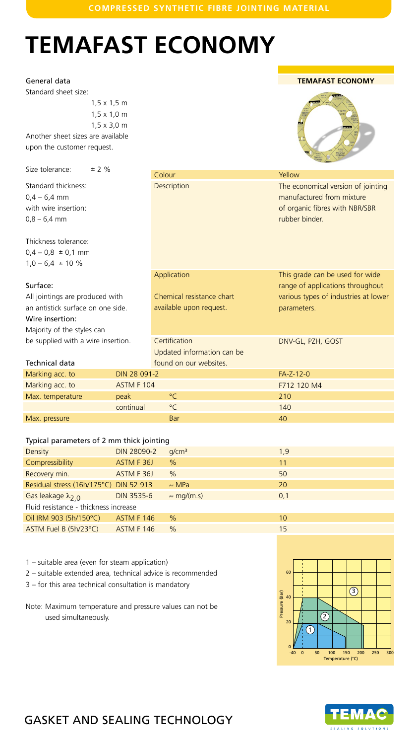COMPRESSED SYNTHETIC FIBRE JOINTING MATERIAL

# TEMAFAST ECONOMY

**General data**

Standard sheet size:

1,5 x 1,5 m
1,5 x 1,0 m
1,5 x 3,0 m

Another sheet sizes are available upon the customer request.

Size tolerance: ± 2 %

Standard thickness:
0,4 – 6,4 mm
with wire insertion:
0,8 – 6,4 mm

Thickness tolerance:
0,4 – 0,8 ± 0,1 mm
1,0 – 6,4 ± 10 %

**Surface:**
All jointings are produced with an antistick surface on one side.

**Wire insertion:**
Majority of the styles can be supplied with a wire insertion.

**TEMAFAST ECONOMY**

| | |
|---|---|
| Colour | Yellow |
| Description | The economical version of jointing manufactured from mixture of organic fibres with NBR/SBR rubber binder. |
| Application<br><br>Chemical resistance chart available upon request. | This grade can be used for wide range of applications throughout various types of industries at lower parameters. |
| Certification<br>Updated information can be found on our websites. | DNV-GL, PZH, GOST |

**Technical data**

| | | | |
|---|---|---|---|
| Marking acc. to | DIN 28 091-2 | | FA-Z-12-0 |
| Marking acc. to | ASTM F 104 | | F712 120 M4 |
| Max. temperature | peak | °C | 210 |
| | continual | °C | 140 |
| Max. pressure | | Bar | 40 |

**Typical parameters of 2 mm thick jointing**

| | | | |
|---|---|---|---|
| Density | DIN 28090-2 | g/cm³ | 1,9 |
| Compressibility | ASTM F 36J | % | 11 |
| Recovery min. | ASTM F 36J | % | 50 |
| Residual stress (16h/175°C) | DIN 52 913 | ≈ MPa | 20 |
| Gas leakage $\lambda_{2,0}$ | DIN 3535-6 | ≈ mg/(m.s) | 0,1 |
| Fluid resistance - thickness increase | | | |
| Oil IRM 903 (5h/150°C) | ASTM F 146 | % | 10 |
| ASTM Fuel B (5h/23°C) | ASTM F 146 | % | 15 |

1 – suitable area (even for steam application)
2 – suitable extended area, technical advice is recommended
3 – for this area technical consultation is mandatory

Note: Maximum temperature and pressure values can not be used simultaneously.

GASKET AND SEALING TECHNOLOGY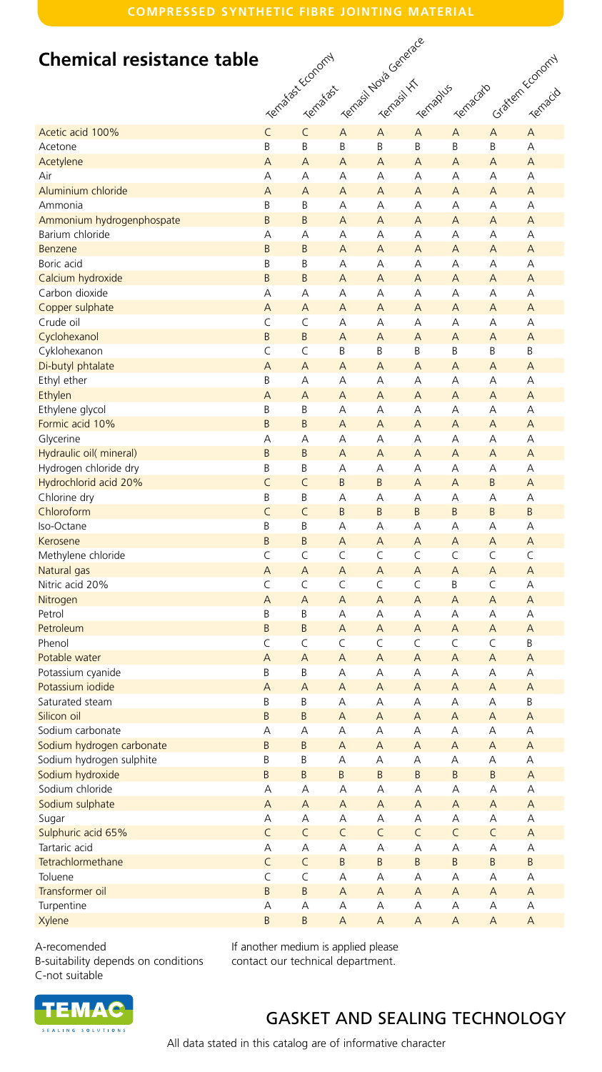COMPRESSED SYNTHETIC FIBRE JOINTING MATERIAL

# Chemical resistance table

| | Temafast Economy | Temafast | Temasil Nová Generace | Temasil HT | Temaplus | Temacarb | Graftem Economy | Temacid |
|---|---|---|---|---|---|---|---|---|
| Acetic acid 100% | C | C | A | A | A | A | A | A |
| Acetone | B | B | B | B | B | B | B | A |
| Acetylene | A | A | A | A | A | A | A | A |
| Air | A | A | A | A | A | A | A | A |
| Aluminium chloride | A | A | A | A | A | A | A | A |
| Ammonia | B | B | A | A | A | A | A | A |
| Ammonium hydrogenphospate | B | B | A | A | A | A | A | A |
| Barium chloride | A | A | A | A | A | A | A | A |
| Benzene | B | B | A | A | A | A | A | A |
| Boric acid | B | B | A | A | A | A | A | A |
| Calcium hydroxide | B | B | A | A | A | A | A | A |
| Carbon dioxide | A | A | A | A | A | A | A | A |
| Copper sulphate | A | A | A | A | A | A | A | A |
| Crude oil | C | C | A | A | A | A | A | A |
| Cyclohexanol | B | B | A | A | A | A | A | A |
| Cyklohexanon | C | C | B | B | B | B | B | B |
| Di-butyl phtalate | A | A | A | A | A | A | A | A |
| Ethyl ether | B | A | A | A | A | A | A | A |
| Ethylen | A | A | A | A | A | A | A | A |
| Ethylene glycol | B | B | A | A | A | A | A | A |
| Formic acid 10% | B | B | A | A | A | A | A | A |
| Glycerine | A | A | A | A | A | A | A | A |
| Hydraulic oil( mineral) | B | B | A | A | A | A | A | A |
| Hydrogen chloride dry | B | B | A | A | A | A | A | A |
| Hydrochlorid acid 20% | C | C | B | B | A | A | B | A |
| Chlorine dry | B | B | A | A | A | A | A | A |
| Chloroform | C | C | B | B | B | B | B | B |
| Iso-Octane | B | B | A | A | A | A | A | A |
| Kerosene | B | B | A | A | A | A | A | A |
| Methylene chloride | C | C | C | C | C | C | C | C |
| Natural gas | A | A | A | A | A | A | A | A |
| Nitric acid 20% | C | C | C | C | C | B | C | A |
| Nitrogen | A | A | A | A | A | A | A | A |
| Petrol | B | B | A | A | A | A | A | A |
| Petroleum | B | B | A | A | A | A | A | A |
| Phenol | C | C | C | C | C | C | C | B |
| Potable water | A | A | A | A | A | A | A | A |
| Potassium cyanide | B | B | A | A | A | A | A | A |
| Potassium iodide | A | A | A | A | A | A | A | A |
| Saturated steam | B | B | A | A | A | A | A | B |
| Silicon oil | B | B | A | A | A | A | A | A |
| Sodium carbonate | A | A | A | A | A | A | A | A |
| Sodium hydrogen carbonate | B | B | A | A | A | A | A | A |
| Sodium hydrogen sulphite | B | B | A | A | A | A | A | A |
| Sodium hydroxide | B | B | B | B | B | B | B | A |
| Sodium chloride | A | A | A | A | A | A | A | A |
| Sodium sulphate | A | A | A | A | A | A | A | A |
| Sugar | A | A | A | A | A | A | A | A |
| Sulphuric acid 65% | C | C | C | C | C | C | C | A |
| Tartaric acid | A | A | A | A | A | A | A | A |
| Tetrachlormethane | C | C | B | B | B | B | B | B |
| Toluene | C | C | A | A | A | A | A | A |
| Transformer oil | B | B | A | A | A | A | A | A |
| Turpentine | A | A | A | A | A | A | A | A |
| Xylene | B | B | A | A | A | A | A | A |

A-recomended
B-suitability depends on conditions
C-not suitable

If another medium is applied please contact our technical department.

TEMAC SEALING SOLUTIONS

GASKET AND SEALING TECHNOLOGY

All data stated in this catalog are of informative character